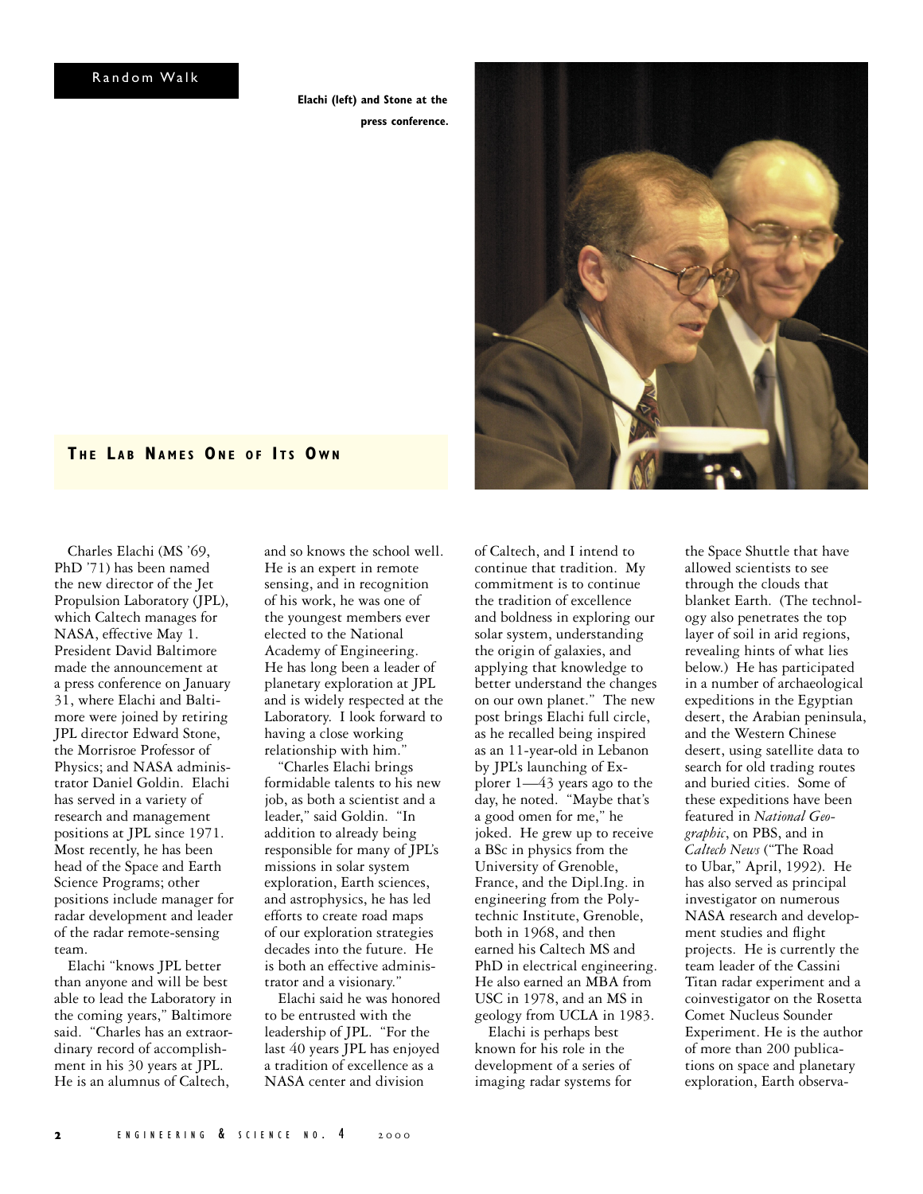Random Walk

**Elachi (left) and Stone at the press conference.**

## THE LAB NAMES ONE OF ITS OWN

Charles Elachi (MS '69, PhD '71) has been named the new director of the Jet Propulsion Laboratory (JPL), which Caltech manages for NASA, effective May 1. President David Baltimore made the announcement at a press conference on January 31, where Elachi and Baltimore were joined by retiring JPL director Edward Stone, the Morrisroe Professor of Physics; and NASA administrator Daniel Goldin. Elachi has served in a variety of research and management positions at JPL since 1971. Most recently, he has been head of the Space and Earth Science Programs; other positions include manager for radar development and leader of the radar remote-sensing team.

Elachi "knows JPL better than anyone and will be best able to lead the Laboratory in the coming years," Baltimore said. "Charles has an extraordinary record of accomplishment in his 30 years at JPL. He is an alumnus of Caltech, and so knows the school well. He is an expert in remote sensing, and in recognition of his work, he was one of the youngest members ever elected to the National Academy of Engineering. He has long been a leader of planetary exploration at JPL and is widely respected at the Laboratory. I look forward to having a close working relationship with him."

"Charles Elachi brings formidable talents to his new job, as both a scientist and a leader," said Goldin. "In addition to already being responsible for many of JPL's missions in solar system exploration, Earth sciences, and astrophysics, he has led efforts to create road maps of our exploration strategies decades into the future. He is both an effective administrator and a visionary."

Elachi said he was honored to be entrusted with the leadership of JPL. "For the last 40 years JPL has enjoyed a tradition of excellence as a NASA center and division of Caltech, and I intend to continue that tradition. My commitment is to continue the tradition of excellence and boldness in exploring our solar system, understanding the origin of galaxies, and applying that knowledge to better understand the changes on our own planet." The new post brings Elachi full circle, as he recalled being inspired as an 11-year-old in Lebanon by JPL's launching of Explorer 1—43 years ago to the day, he noted. "Maybe that's a good omen for me," he joked. He grew up to receive a BSc in physics from the University of Grenoble, France, and the Dipl.Ing. in engineering from the Polytechnic Institute, Grenoble, both in 1968, and then earned his Caltech MS and PhD in electrical engineering. He also earned an MBA from USC in 1978, and an MS in geology from UCLA in 1983.

Elachi is perhaps best known for his role in the development of a series of imaging radar systems for the Space Shuttle that have allowed scientists to see through the clouds that blanket Earth. (The technology also penetrates the top layer of soil in arid regions, revealing hints of what lies below.) He has participated in a number of archaeological expeditions in the Egyptian desert, the Arabian peninsula, and the Western Chinese desert, using satellite data to search for old trading routes and buried cities. Some of these expeditions have been featured in *National Geographic*, on PBS, and in *Caltech News* ("The Road to Ubar," April, 1992). He has also served as principal investigator on numerous NASA research and development studies and flight projects. He is currently the team leader of the Cassini Titan radar experiment and a coinvestigator on the Rosetta Comet Nucleus Sounder Experiment. He is the author of more than 200 publications on space and planetary exploration, Earth observa-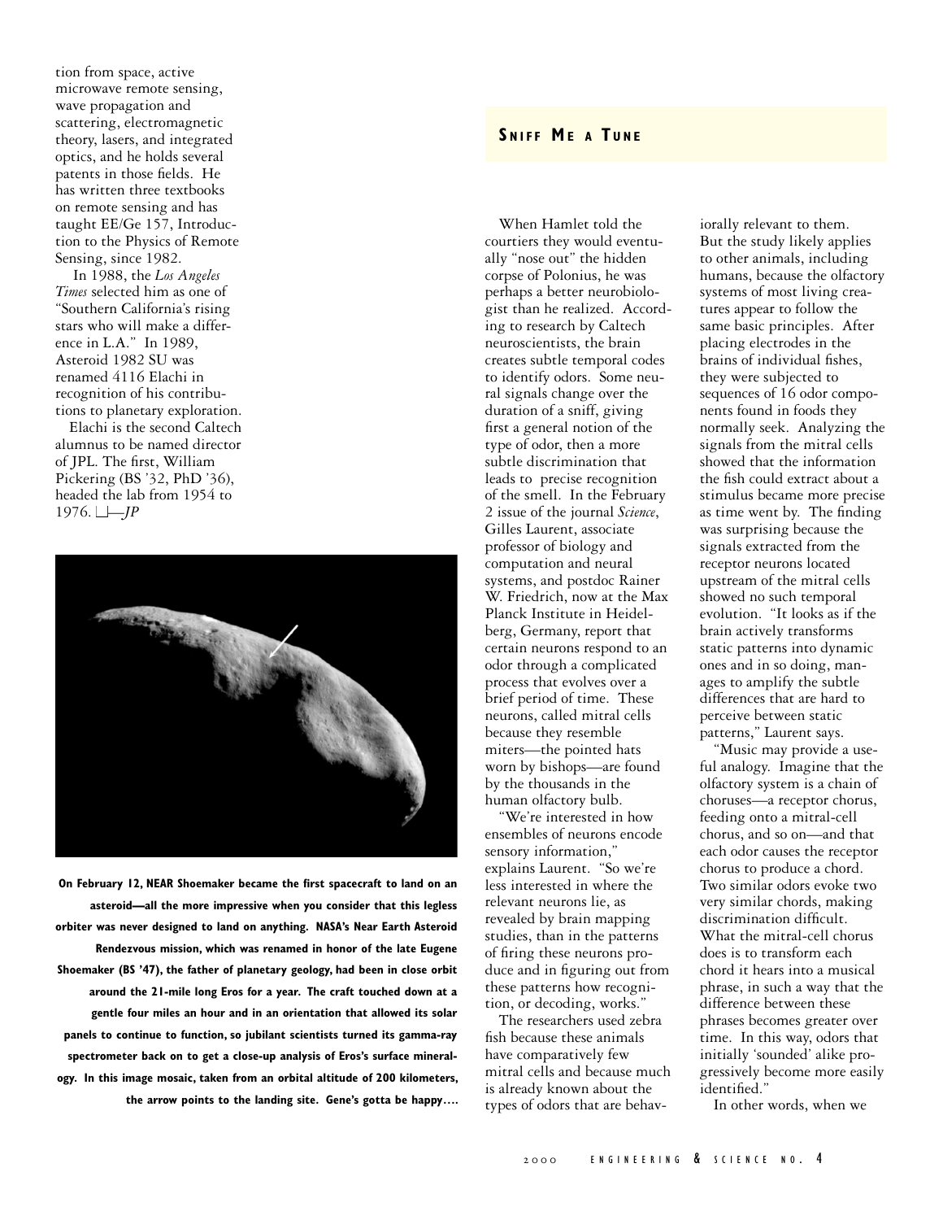tion from space, active microwave remote sensing, wave propagation and scattering, electromagnetic theory, lasers, and integrated optics, and he holds several patents in those fields. He has written three textbooks on remote sensing and has taught EE/Ge 157, Introduction to the Physics of Remote Sensing, since 1982.

In 1988, the *Los Angeles Times* selected him as one of "Southern California's rising stars who will make a difference in L.A." In 1989, Asteroid 1982 SU was renamed 4116 Elachi in recognition of his contributions to planetary exploration.

Elachi is the second Caltech alumnus to be named director of JPL. The first, William Pickering (BS '32, PhD '36), headed the lab from 1954 to 1976. —*JP*

**On February 12, NEAR Shoemaker became the first spacecraft to land on an asteroid—all the more impressive when you consider that this legless orbiter was never designed to land on anything. NASA's Near Earth Asteroid Rendezvous mission, which was renamed in honor of the late Eugene Shoemaker (BS '47), the father of planetary geology, had been in close orbit around the 21-mile long Eros for a year. The craft touched down at a gentle four miles an hour and in an orientation that allowed its solar panels to continue to function, so jubilant scientists turned its gamma-ray spectrometer back on to get a close-up analysis of Eros's surface mineralogy. In this image mosaic, taken from an orbital altitude of 200 kilometers, the arrow points to the landing site. Gene's gotta be happy….**

## SNIFF ME A TUNE

When Hamlet told the courtiers they would eventually "nose out" the hidden corpse of Polonius, he was perhaps a better neurobiologist than he realized. According to research by Caltech neuroscientists, the brain creates subtle temporal codes to identify odors. Some neural signals change over the duration of a sniff, giving first a general notion of the type of odor, then a more subtle discrimination that leads to precise recognition of the smell. In the February 2 issue of the journal *Science*, Gilles Laurent, associate professor of biology and computation and neural systems, and postdoc Rainer W. Friedrich, now at the Max Planck Institute in Heidelberg, Germany, report that certain neurons respond to an odor through a complicated process that evolves over a brief period of time. These neurons, called mitral cells because they resemble miters—the pointed hats worn by bishops—are found by the thousands in the human olfactory bulb.

"We're interested in how ensembles of neurons encode sensory information," explains Laurent. "So we're less interested in where the relevant neurons lie, as revealed by brain mapping studies, than in the patterns of firing these neurons produce and in figuring out from these patterns how recognition, or decoding, works."

The researchers used zebra fish because these animals have comparatively few mitral cells and because much is already known about the types of odors that are behaviorally relevant to them. But the study likely applies to other animals, including humans, because the olfactory systems of most living creatures appear to follow the same basic principles. After placing electrodes in the brains of individual fishes, they were subjected to sequences of 16 odor components found in foods they normally seek. Analyzing the signals from the mitral cells showed that the information the fish could extract about a stimulus became more precise as time went by. The finding was surprising because the signals extracted from the receptor neurons located upstream of the mitral cells showed no such temporal evolution. "It looks as if the brain actively transforms static patterns into dynamic ones and in so doing, manages to amplify the subtle differences that are hard to perceive between static patterns," Laurent says.

"Music may provide a useful analogy. Imagine that the olfactory system is a chain of choruses—a receptor chorus, feeding onto a mitral-cell chorus, and so on—and that each odor causes the receptor chorus to produce a chord. Two similar odors evoke two very similar chords, making discrimination difficult. What the mitral-cell chorus does is to transform each chord it hears into a musical phrase, in such a way that the difference between these phrases becomes greater over time. In this way, odors that initially 'sounded' alike progressively become more easily identified."

In other words, when we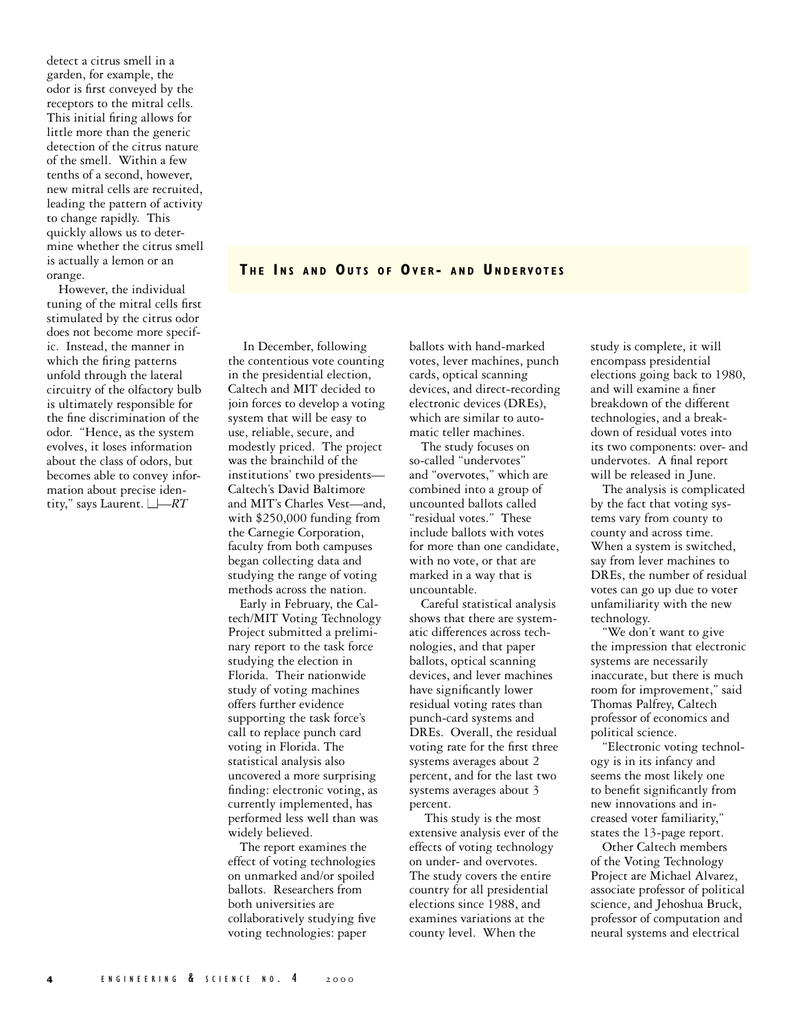detect a citrus smell in a garden, for example, the odor is first conveyed by the receptors to the mitral cells. This initial firing allows for little more than the generic detection of the citrus nature of the smell. Within a few tenths of a second, however, new mitral cells are recruited, leading the pattern of activity to change rapidly. This quickly allows us to determine whether the citrus smell is actually a lemon or an orange.

However, the individual tuning of the mitral cells first stimulated by the citrus odor does not become more specific. Instead, the manner in which the firing patterns unfold through the lateral circuitry of the olfactory bulb is ultimately responsible for the fine discrimination of the odor. "Hence, as the system evolves, it loses information about the class of odors, but becomes able to convey information about precise identity," says Laurent. □—*RT*

## THE INS AND OUTS OF OVER- AND UNDERVOTES

In December, following the contentious vote counting in the presidential election, Caltech and MIT decided to join forces to develop a voting system that will be easy to use, reliable, secure, and modestly priced. The project was the brainchild of the institutions' two presidents—Caltech's David Baltimore and MIT's Charles Vest—and, with $250,000 funding from the Carnegie Corporation, faculty from both campuses began collecting data and studying the range of voting methods across the nation.

Early in February, the Caltech/MIT Voting Technology Project submitted a preliminary report to the task force studying the election in Florida. Their nationwide study of voting machines offers further evidence supporting the task force's call to replace punch card voting in Florida. The statistical analysis also uncovered a more surprising finding: electronic voting, as currently implemented, has performed less well than was widely believed.

The report examines the effect of voting technologies on unmarked and/or spoiled ballots. Researchers from both universities are collaboratively studying five voting technologies: paper ballots with hand-marked votes, lever machines, punch cards, optical scanning devices, and direct-recording electronic devices (DREs), which are similar to automatic teller machines.

The study focuses on so-called "undervotes" and "overvotes," which are combined into a group of uncounted ballots called "residual votes." These include ballots with votes for more than one candidate, with no vote, or that are marked in a way that is uncountable.

Careful statistical analysis shows that there are systematic differences across technologies, and that paper ballots, optical scanning devices, and lever machines have significantly lower residual voting rates than punch-card systems and DREs. Overall, the residual voting rate for the first three systems averages about 2 percent, and for the last two systems averages about 3 percent.

This study is the most extensive analysis ever of the effects of voting technology on under- and overvotes. The study covers the entire country for all presidential elections since 1988, and examines variations at the county level. When the study is complete, it will encompass presidential elections going back to 1980, and will examine a finer breakdown of the different technologies, and a breakdown of residual votes into its two components: over- and undervotes. A final report will be released in June.

The analysis is complicated by the fact that voting systems vary from county to county and across time. When a system is switched, say from lever machines to DREs, the number of residual votes can go up due to voter unfamiliarity with the new technology.

"We don't want to give the impression that electronic systems are necessarily inaccurate, but there is much room for improvement," said Thomas Palfrey, Caltech professor of economics and political science.

"Electronic voting technology is in its infancy and seems the most likely one to benefit significantly from new innovations and increased voter familiarity," states the 13-page report.

Other Caltech members of the Voting Technology Project are Michael Alvarez, associate professor of political science, and Jehoshua Bruck, professor of computation and neural systems and electrical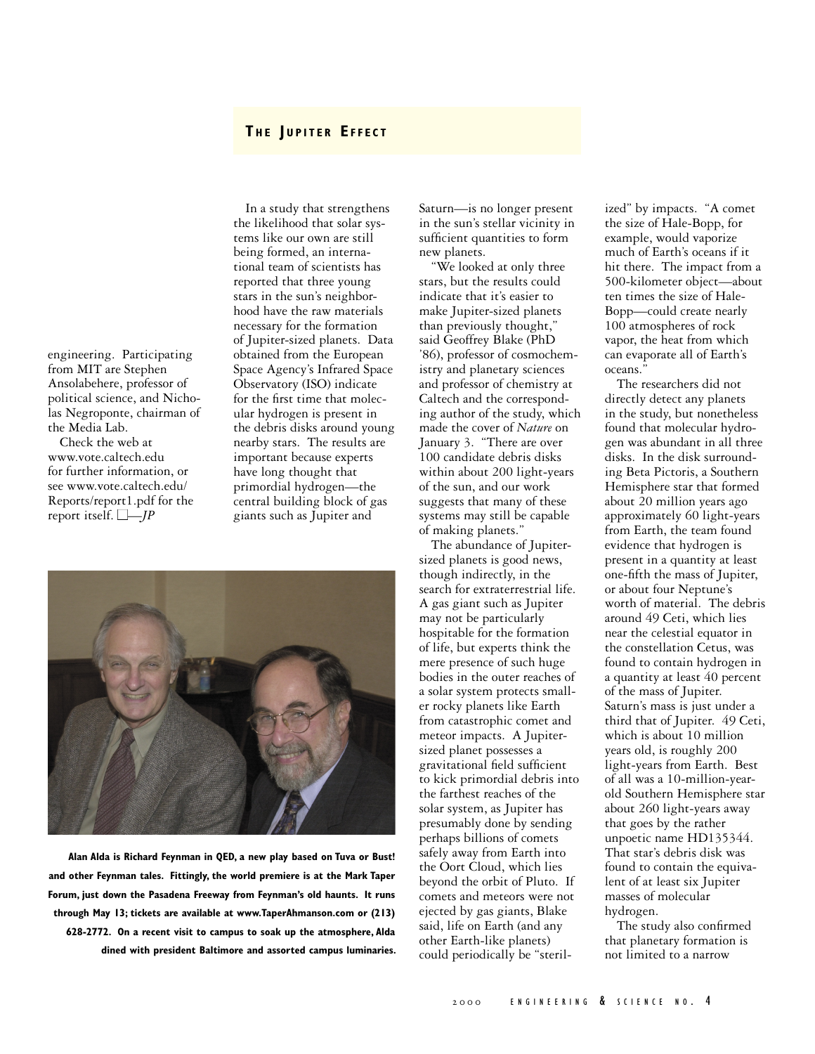engineering. Participating from MIT are Stephen Ansolabehere, professor of political science, and Nicholas Negroponte, chairman of the Media Lab.

Check the web at www.vote.caltech.edu for further information, or see www.vote.caltech.edu/Reports/report1.pdf for the report itself. ☐—*JP*

**Alan Alda is Richard Feynman in QED, a new play based on Tuva or Bust! and other Feynman tales. Fittingly, the world premiere is at the Mark Taper Forum, just down the Pasadena Freeway from Feynman's old haunts. It runs through May 13; tickets are available at www.TaperAhmanson.com or (213) 628-2772. On a recent visit to campus to soak up the atmosphere, Alda dined with president Baltimore and assorted campus luminaries.**

## The Jupiter Effect

In a study that strengthens the likelihood that solar systems like our own are still being formed, an international team of scientists has reported that three young stars in the sun's neighborhood have the raw materials necessary for the formation of Jupiter-sized planets. Data obtained from the European Space Agency's Infrared Space Observatory (ISO) indicate for the first time that molecular hydrogen is present in the debris disks around young nearby stars. The results are important because experts have long thought that primordial hydrogen—the central building block of gas giants such as Jupiter and Saturn—is no longer present in the sun's stellar vicinity in sufficient quantities to form new planets.

"We looked at only three stars, but the results could indicate that it's easier to make Jupiter-sized planets than previously thought," said Geoffrey Blake (PhD '86), professor of cosmochemistry and planetary sciences and professor of chemistry at Caltech and the corresponding author of the study, which made the cover of *Nature* on January 3. "There are over 100 candidate debris disks within about 200 light-years of the sun, and our work suggests that many of these systems may still be capable of making planets."

The abundance of Jupiter-sized planets is good news, though indirectly, in the search for extraterrestrial life. A gas giant such as Jupiter may not be particularly hospitable for the formation of life, but experts think the mere presence of such huge bodies in the outer reaches of a solar system protects smaller rocky planets like Earth from catastrophic comet and meteor impacts. A Jupiter-sized planet possesses a gravitational field sufficient to kick primordial debris into the farthest reaches of the solar system, as Jupiter has presumably done by sending perhaps billions of comets safely away from Earth into the Oort Cloud, which lies beyond the orbit of Pluto. If comets and meteors were not ejected by gas giants, Blake said, life on Earth (and any other Earth-like planets) could periodically be "sterilized" by impacts. "A comet the size of Hale-Bopp, for example, would vaporize much of Earth's oceans if it hit there. The impact from a 500-kilometer object—about ten times the size of Hale-Bopp—could create nearly 100 atmospheres of rock vapor, the heat from which can evaporate all of Earth's oceans."

The researchers did not directly detect any planets in the study, but nonetheless found that molecular hydrogen was abundant in all three disks. In the disk surrounding Beta Pictoris, a Southern Hemisphere star that formed about 20 million years ago approximately 60 light-years from Earth, the team found evidence that hydrogen is present in a quantity at least one-fifth the mass of Jupiter, or about four Neptune's worth of material. The debris around 49 Ceti, which lies near the celestial equator in the constellation Cetus, was found to contain hydrogen in a quantity at least 40 percent of the mass of Jupiter. Saturn's mass is just under a third that of Jupiter. 49 Ceti, which is about 10 million years old, is roughly 200 light-years from Earth. Best of all was a 10-million-year-old Southern Hemisphere star about 260 light-years away that goes by the rather unpoetic name HD135344. That star's debris disk was found to contain the equivalent of at least six Jupiter masses of molecular hydrogen.

The study also confirmed that planetary formation is not limited to a narrow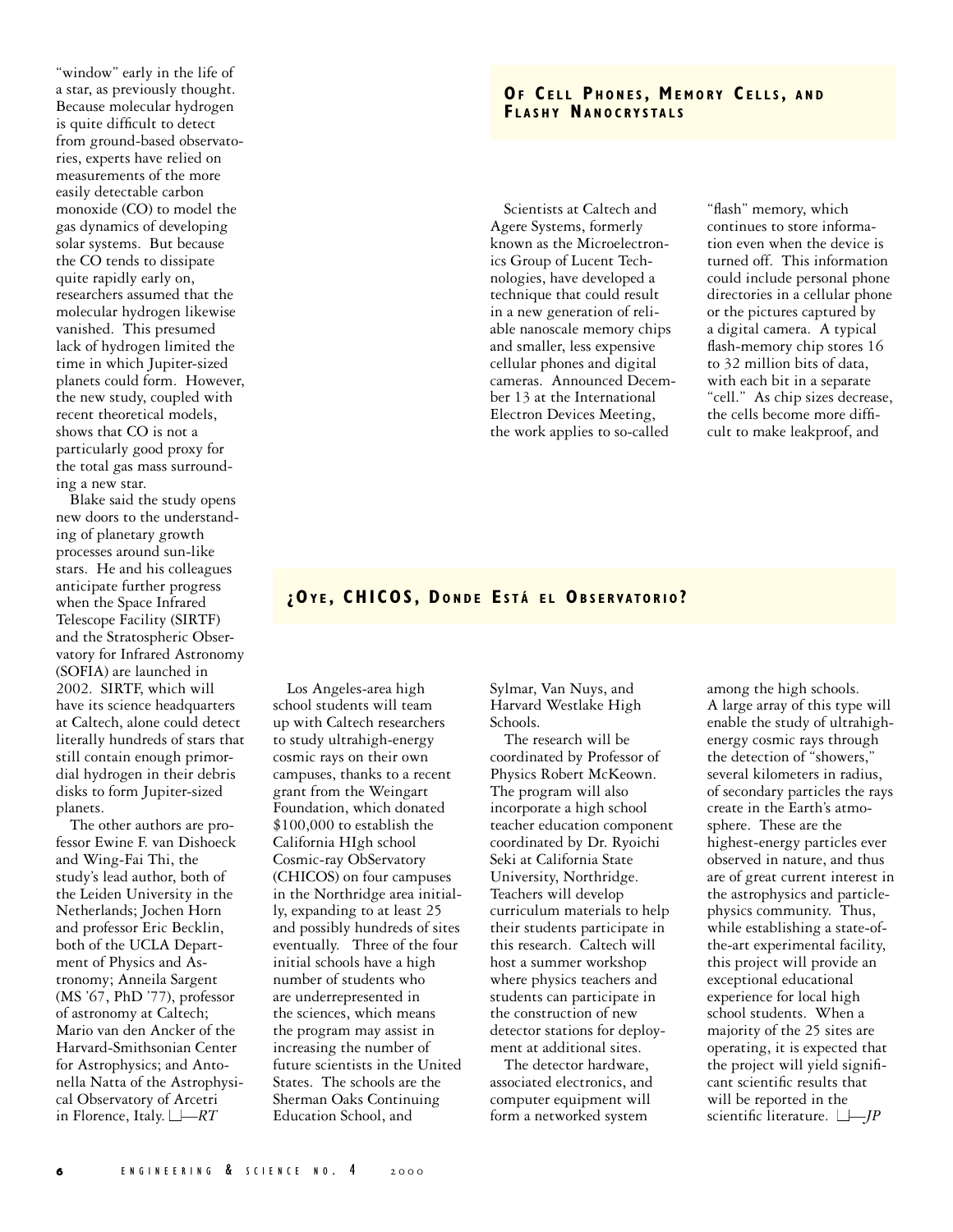"window" early in the life of a star, as previously thought. Because molecular hydrogen is quite difficult to detect from ground-based observatories, experts have relied on measurements of the more easily detectable carbon monoxide (CO) to model the gas dynamics of developing solar systems. But because the CO tends to dissipate quite rapidly early on, researchers assumed that the molecular hydrogen likewise vanished. This presumed lack of hydrogen limited the time in which Jupiter-sized planets could form. However, the new study, coupled with recent theoretical models, shows that CO is not a particularly good proxy for the total gas mass surrounding a new star.

Blake said the study opens new doors to the understanding of planetary growth processes around sun-like stars. He and his colleagues anticipate further progress when the Space Infrared Telescope Facility (SIRTF) and the Stratospheric Observatory for Infrared Astronomy (SOFIA) are launched in 2002. SIRTF, which will have its science headquarters at Caltech, alone could detect literally hundreds of stars that still contain enough primordial hydrogen in their debris disks to form Jupiter-sized planets.

The other authors are professor Ewine F. van Dishoeck and Wing-Fai Thi, the study's lead author, both of the Leiden University in the Netherlands; Jochen Horn and professor Eric Becklin, both of the UCLA Department of Physics and Astronomy; Anneila Sargent (MS '67, PhD '77), professor of astronomy at Caltech; Mario van den Ancker of the Harvard-Smithsonian Center for Astrophysics; and Antonella Natta of the Astrophysical Observatory of Arcetri in Florence, Italy. —*RT*

## Of Cell Phones, Memory Cells, and Flashy Nanocrystals

Scientists at Caltech and Agere Systems, formerly known as the Microelectronics Group of Lucent Technologies, have developed a technique that could result in a new generation of reliable nanoscale memory chips and smaller, less expensive cellular phones and digital cameras. Announced December 13 at the International Electron Devices Meeting, the work applies to so-called "flash" memory, which continues to store information even when the device is turned off. This information could include personal phone directories in a cellular phone or the pictures captured by a digital camera. A typical flash-memory chip stores 16 to 32 million bits of data, with each bit in a separate "cell." As chip sizes decrease, the cells become more difficult to make leakproof, and

## ¿Oye, CHICOS, Donde Está el Observatorio?

Los Angeles-area high school students will team up with Caltech researchers to study ultrahigh-energy cosmic rays on their own campuses, thanks to a recent grant from the Weingart Foundation, which donated $100,000 to establish the California HIgh school Cosmic-ray ObServatory (CHICOS) on four campuses in the Northridge area initially, expanding to at least 25 and possibly hundreds of sites eventually. Three of the four initial schools have a high number of students who are underrepresented in the sciences, which means the program may assist in increasing the number of future scientists in the United States. The schools are the Sherman Oaks Continuing Education School, and Sylmar, Van Nuys, and Harvard Westlake High Schools.

The research will be coordinated by Professor of Physics Robert McKeown. The program will also incorporate a high school teacher education component coordinated by Dr. Ryoichi Seki at California State University, Northridge. Teachers will develop curriculum materials to help their students participate in this research. Caltech will host a summer workshop where physics teachers and students can participate in the construction of new detector stations for deployment at additional sites.

The detector hardware, associated electronics, and computer equipment will form a networked system among the high schools. A large array of this type will enable the study of ultrahigh-energy cosmic rays through the detection of "showers," several kilometers in radius, of secondary particles the rays create in the Earth's atmosphere. These are the highest-energy particles ever observed in nature, and thus are of great current interest in the astrophysics and particle-physics community. Thus, while establishing a state-of-the-art experimental facility, this project will provide an exceptional educational experience for local high school students. When a majority of the 25 sites are operating, it is expected that the project will yield significant scientific results that will be reported in the scientific literature. —*JP*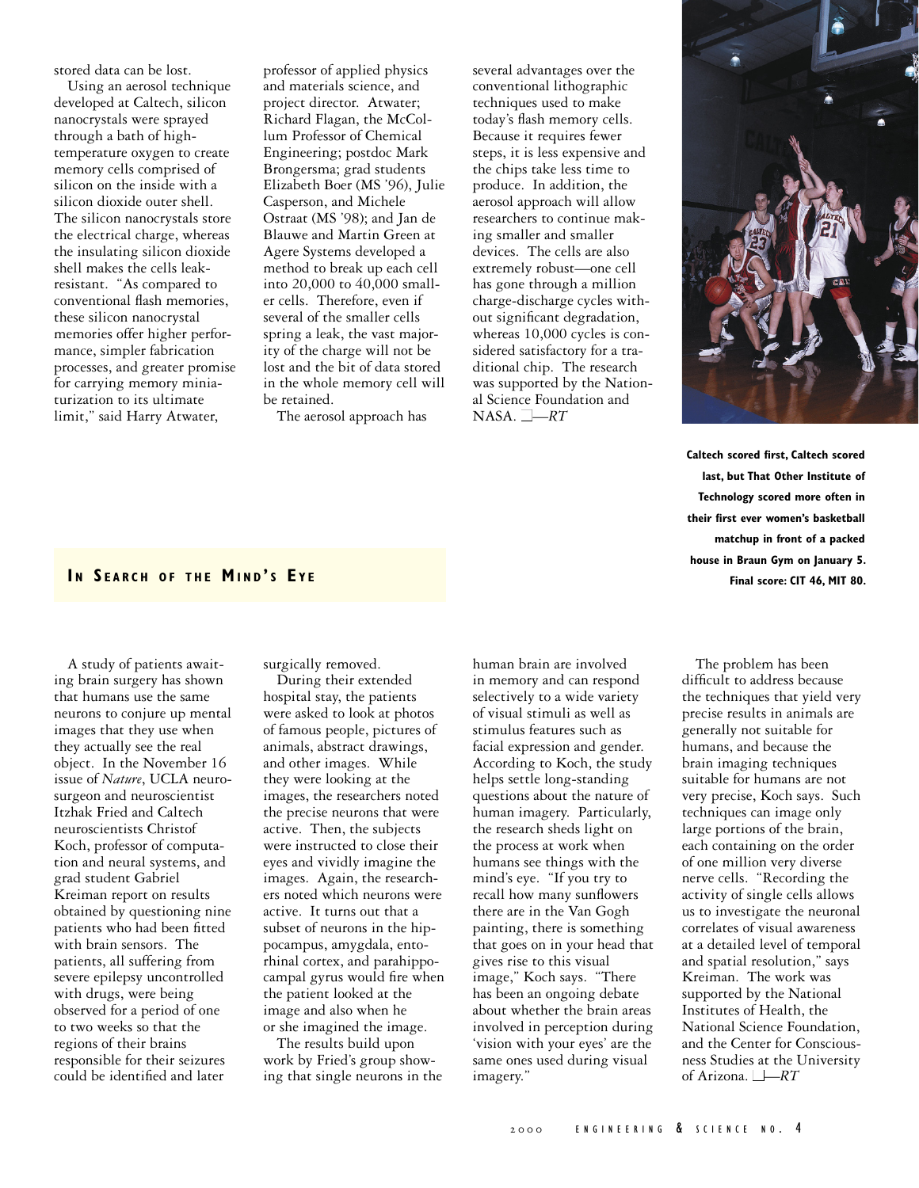stored data can be lost.

Using an aerosol technique developed at Caltech, silicon nanocrystals were sprayed through a bath of high-temperature oxygen to create memory cells comprised of silicon on the inside with a silicon dioxide outer shell. The silicon nanocrystals store the electrical charge, whereas the insulating silicon dioxide shell makes the cells leak-resistant. "As compared to conventional flash memories, these silicon nanocrystal memories offer higher performance, simpler fabrication processes, and greater promise for carrying memory miniaturization to its ultimate limit," said Harry Atwater, professor of applied physics and materials science, and project director. Atwater; Richard Flagan, the McCollum Professor of Chemical Engineering; postdoc Mark Brongersma; grad students Elizabeth Boer (MS '96), Julie Casperson, and Michele Ostraat (MS '98); and Jan de Blauwe and Martin Green at Agere Systems developed a method to break up each cell into 20,000 to 40,000 smaller cells. Therefore, even if several of the smaller cells spring a leak, the vast majority of the charge will not be lost and the bit of data stored in the whole memory cell will be retained.

The aerosol approach has several advantages over the conventional lithographic techniques used to make today's flash memory cells. Because it requires fewer steps, it is less expensive and the chips take less time to produce. In addition, the aerosol approach will allow researchers to continue making smaller and smaller devices. The cells are also extremely robust—one cell has gone through a million charge-discharge cycles without significant degradation, whereas 10,000 cycles is considered satisfactory for a traditional chip. The research was supported by the National Science Foundation and NASA. □—*RT*

**Caltech scored first, Caltech scored last, but That Other Institute of Technology scored more often in their first ever women's basketball matchup in front of a packed house in Braun Gym on January 5. Final score: CIT 46, MIT 80.**

## In Search of the Mind's Eye

A study of patients awaiting brain surgery has shown that humans use the same neurons to conjure up mental images that they use when they actually see the real object. In the November 16 issue of *Nature*, UCLA neurosurgeon and neuroscientist Itzhak Fried and Caltech neuroscientists Christof Koch, professor of computation and neural systems, and grad student Gabriel Kreiman report on results obtained by questioning nine patients who had been fitted with brain sensors. The patients, all suffering from severe epilepsy uncontrolled with drugs, were being observed for a period of one to two weeks so that the regions of their brains responsible for their seizures could be identified and later surgically removed.

During their extended hospital stay, the patients were asked to look at photos of famous people, pictures of animals, abstract drawings, and other images. While they were looking at the images, the researchers noted the precise neurons that were active. Then, the subjects were instructed to close their eyes and vividly imagine the images. Again, the researchers noted which neurons were active. It turns out that a subset of neurons in the hippocampus, amygdala, entorhinal cortex, and parahippocampal gyrus would fire when the patient looked at the image and also when he or she imagined the image.

The results build upon work by Fried's group showing that single neurons in the human brain are involved in memory and can respond selectively to a wide variety of visual stimuli as well as stimulus features such as facial expression and gender. According to Koch, the study helps settle long-standing questions about the nature of human imagery. Particularly, the research sheds light on the process at work when humans see things with the mind's eye. "If you try to recall how many sunflowers there are in the Van Gogh painting, there is something that goes on in your head that gives rise to this visual image," Koch says. "There has been an ongoing debate about whether the brain areas involved in perception during 'vision with your eyes' are the same ones used during visual imagery."

The problem has been difficult to address because the techniques that yield very precise results in animals are generally not suitable for humans, and because the brain imaging techniques suitable for humans are not very precise, Koch says. Such techniques can image only large portions of the brain, each containing on the order of one million very diverse nerve cells. "Recording the activity of single cells allows us to investigate the neuronal correlates of visual awareness at a detailed level of temporal and spatial resolution," says Kreiman. The work was supported by the National Institutes of Health, the National Science Foundation, and the Center for Consciousness Studies at the University of Arizona. □—*RT*